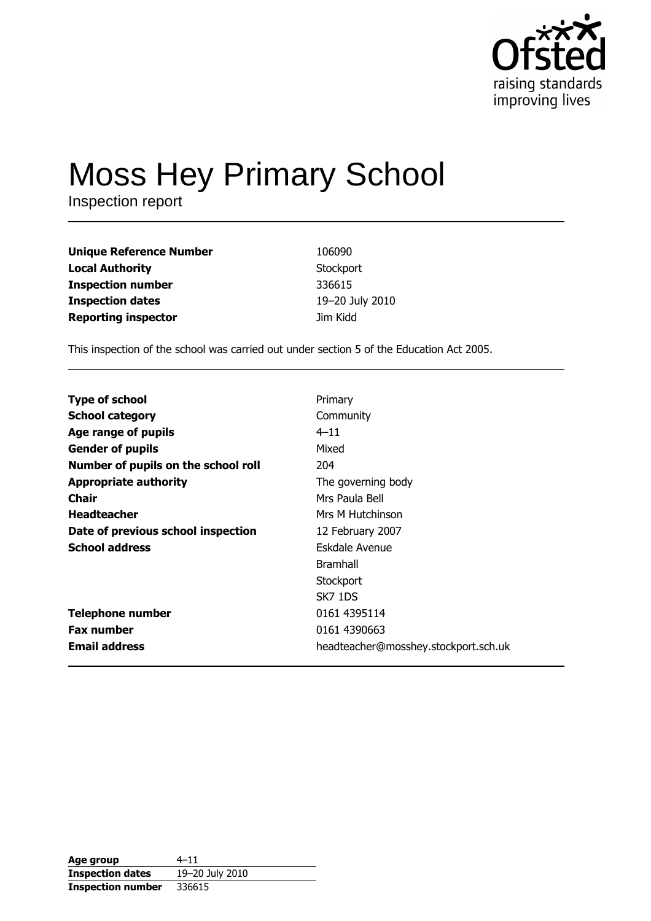# Moss Hey Primary School

Inspection report

| | |
|---|---|
| **Unique Reference Number** | 106090 |
| **Local Authority** | Stockport |
| **Inspection number** | 336615 |
| **Inspection dates** | 19–20 July 2010 |
| **Reporting inspector** | Jim Kidd |

This inspection of the school was carried out under section 5 of the Education Act 2005.

| | |
|---|---|
| **Type of school** | Primary |
| **School category** | Community |
| **Age range of pupils** | 4–11 |
| **Gender of pupils** | Mixed |
| **Number of pupils on the school roll** | 204 |
| **Appropriate authority** | The governing body |
| **Chair** | Mrs Paula Bell |
| **Headteacher** | Mrs M Hutchinson |
| **Date of previous school inspection** | 12 February 2007 |
| **School address** | Eskdale Avenue<br>Bramhall<br>Stockport<br>SK7 1DS |
| **Telephone number** | 0161 4395114 |
| **Fax number** | 0161 4390663 |
| **Email address** | headteacher@mosshey.stockport.sch.uk |

| | |
|---|---|
| **Age group** | 4–11 |
| **Inspection dates** | 19–20 July 2010 |
| **Inspection number** | 336615 |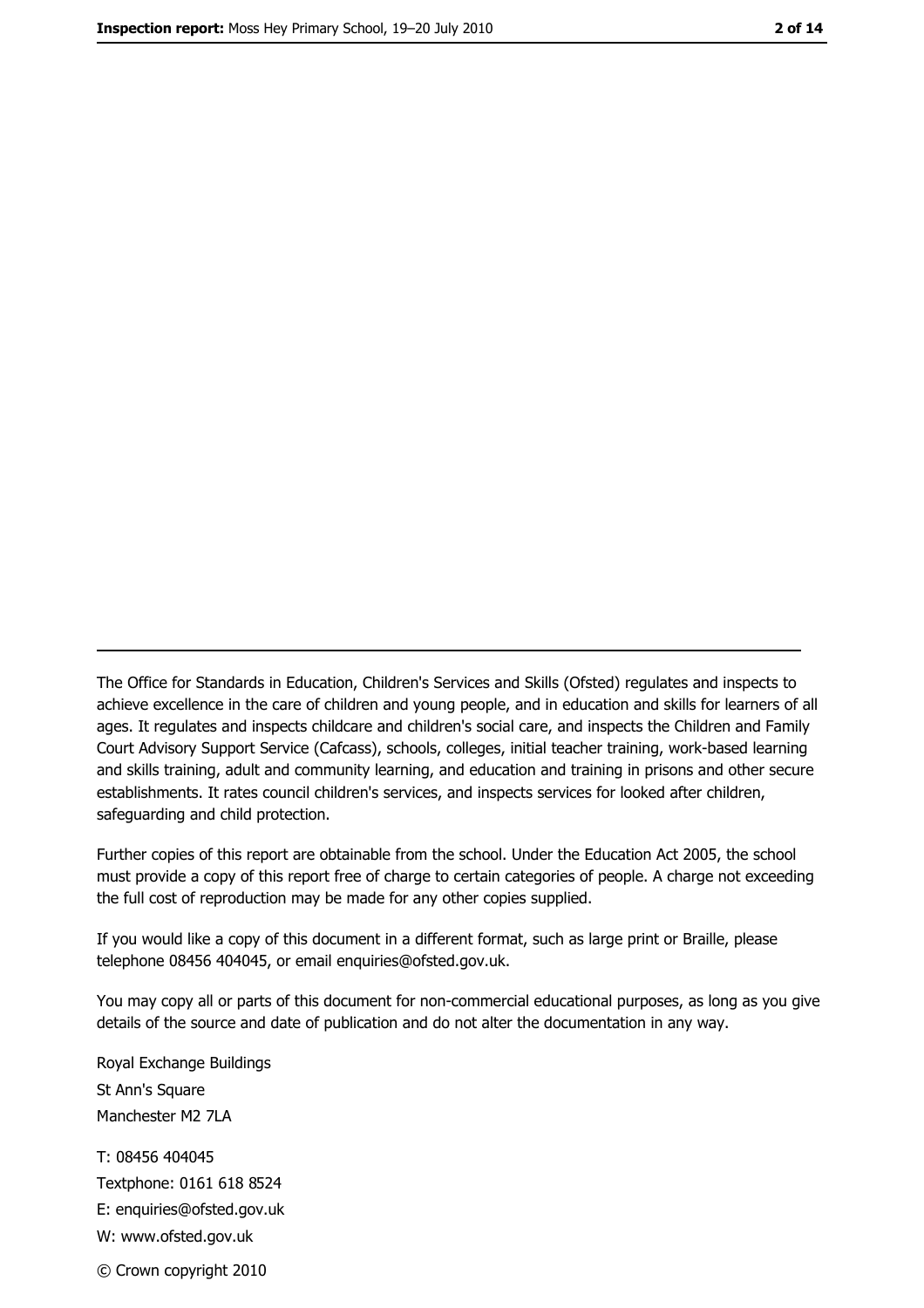---

The Office for Standards in Education, Children's Services and Skills (Ofsted) regulates and inspects to achieve excellence in the care of children and young people, and in education and skills for learners of all ages. It regulates and inspects childcare and children's social care, and inspects the Children and Family Court Advisory Support Service (Cafcass), schools, colleges, initial teacher training, work-based learning and skills training, adult and community learning, and education and training in prisons and other secure establishments. It rates council children's services, and inspects services for looked after children, safeguarding and child protection.

Further copies of this report are obtainable from the school. Under the Education Act 2005, the school must provide a copy of this report free of charge to certain categories of people. A charge not exceeding the full cost of reproduction may be made for any other copies supplied.

If you would like a copy of this document in a different format, such as large print or Braille, please telephone 08456 404045, or email enquiries@ofsted.gov.uk.

You may copy all or parts of this document for non-commercial educational purposes, as long as you give details of the source and date of publication and do not alter the documentation in any way.

Royal Exchange Buildings
St Ann's Square
Manchester M2 7LA

T: 08456 404045
Textphone: 0161 618 8524
E: enquiries@ofsted.gov.uk
W: www.ofsted.gov.uk

© Crown copyright 2010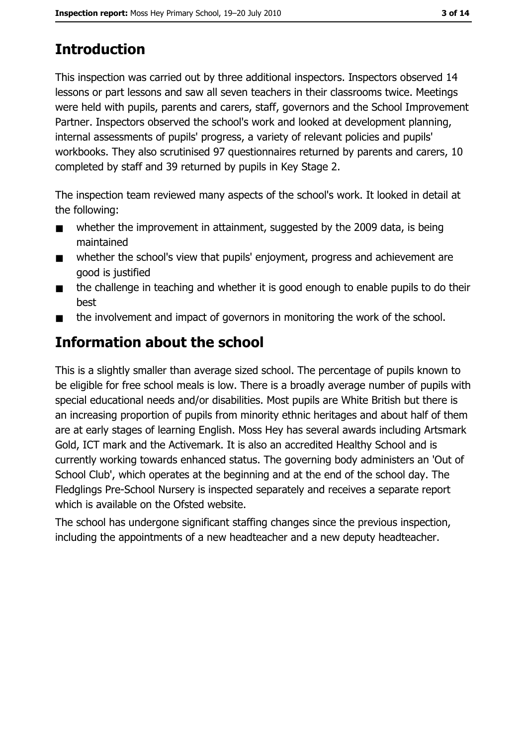# Introduction

This inspection was carried out by three additional inspectors. Inspectors observed 14 lessons or part lessons and saw all seven teachers in their classrooms twice. Meetings were held with pupils, parents and carers, staff, governors and the School Improvement Partner. Inspectors observed the school's work and looked at development planning, internal assessments of pupils' progress, a variety of relevant policies and pupils' workbooks. They also scrutinised 97 questionnaires returned by parents and carers, 10 completed by staff and 39 returned by pupils in Key Stage 2.

The inspection team reviewed many aspects of the school's work. It looked in detail at the following:

- whether the improvement in attainment, suggested by the 2009 data, is being maintained
- whether the school's view that pupils' enjoyment, progress and achievement are good is justified
- the challenge in teaching and whether it is good enough to enable pupils to do their best
- the involvement and impact of governors in monitoring the work of the school.

# Information about the school

This is a slightly smaller than average sized school. The percentage of pupils known to be eligible for free school meals is low. There is a broadly average number of pupils with special educational needs and/or disabilities. Most pupils are White British but there is an increasing proportion of pupils from minority ethnic heritages and about half of them are at early stages of learning English. Moss Hey has several awards including Artsmark Gold, ICT mark and the Activemark. It is also an accredited Healthy School and is currently working towards enhanced status. The governing body administers an 'Out of School Club', which operates at the beginning and at the end of the school day. The Fledglings Pre-School Nursery is inspected separately and receives a separate report which is available on the Ofsted website.

The school has undergone significant staffing changes since the previous inspection, including the appointments of a new headteacher and a new deputy headteacher.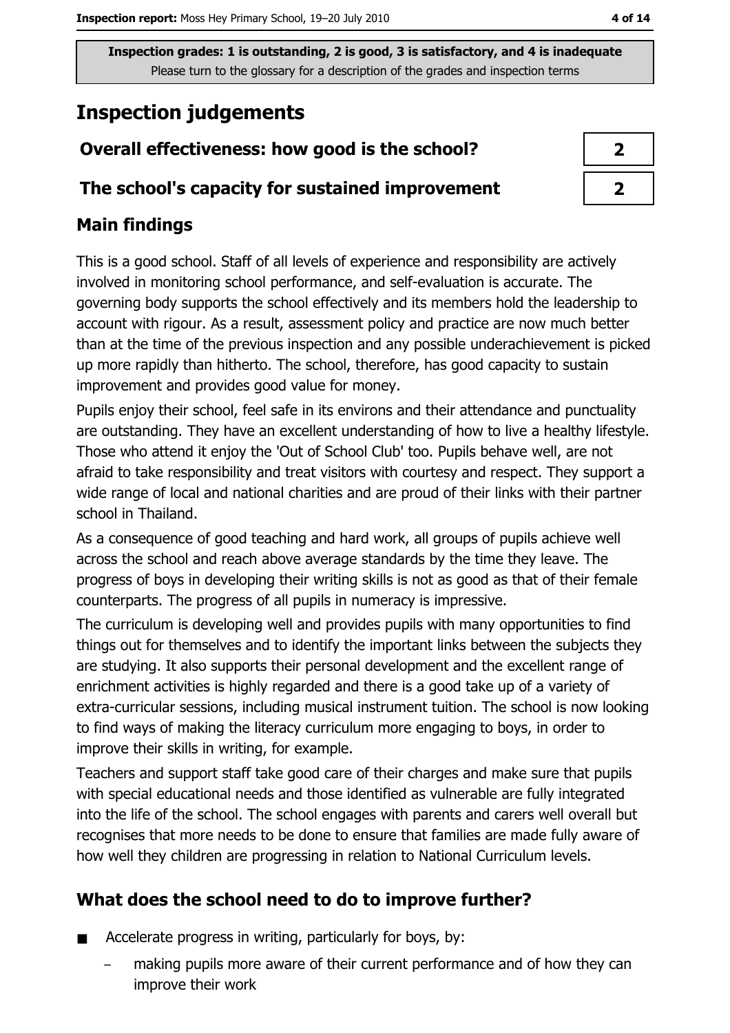Inspection grades: 1 is outstanding, 2 is good, 3 is satisfactory, and 4 is inadequate
Please turn to the glossary for a description of the grades and inspection terms

# Inspection judgements

| Overall effectiveness: how good is the school? | 2 |
| --- | --- |
| The school's capacity for sustained improvement | 2 |

## Main findings

This is a good school. Staff of all levels of experience and responsibility are actively involved in monitoring school performance, and self-evaluation is accurate. The governing body supports the school effectively and its members hold the leadership to account with rigour. As a result, assessment policy and practice are now much better than at the time of the previous inspection and any possible underachievement is picked up more rapidly than hitherto. The school, therefore, has good capacity to sustain improvement and provides good value for money.

Pupils enjoy their school, feel safe in its environs and their attendance and punctuality are outstanding. They have an excellent understanding of how to live a healthy lifestyle. Those who attend it enjoy the 'Out of School Club' too. Pupils behave well, are not afraid to take responsibility and treat visitors with courtesy and respect. They support a wide range of local and national charities and are proud of their links with their partner school in Thailand.

As a consequence of good teaching and hard work, all groups of pupils achieve well across the school and reach above average standards by the time they leave. The progress of boys in developing their writing skills is not as good as that of their female counterparts. The progress of all pupils in numeracy is impressive.

The curriculum is developing well and provides pupils with many opportunities to find things out for themselves and to identify the important links between the subjects they are studying. It also supports their personal development and the excellent range of enrichment activities is highly regarded and there is a good take up of a variety of extra-curricular sessions, including musical instrument tuition. The school is now looking to find ways of making the literacy curriculum more engaging to boys, in order to improve their skills in writing, for example.

Teachers and support staff take good care of their charges and make sure that pupils with special educational needs and those identified as vulnerable are fully integrated into the life of the school. The school engages with parents and carers well overall but recognises that more needs to be done to ensure that families are made fully aware of how well they children are progressing in relation to National Curriculum levels.

## What does the school need to do to improve further?

- Accelerate progress in writing, particularly for boys, by:
  - making pupils more aware of their current performance and of how they can improve their work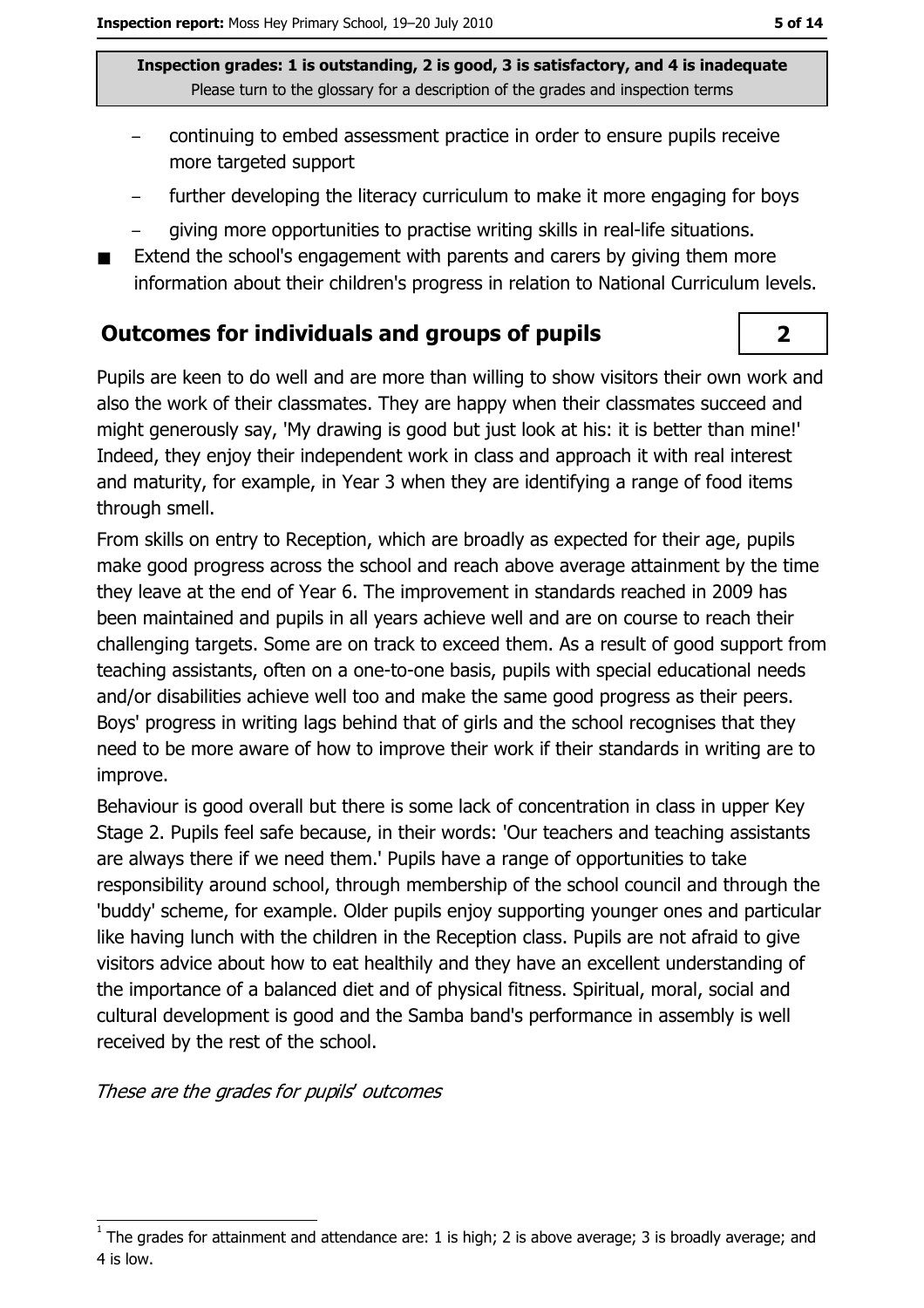**Inspection grades: 1 is outstanding, 2 is good, 3 is satisfactory, and 4 is inadequate**
Please turn to the glossary for a description of the grades and inspection terms

- continuing to embed assessment practice in order to ensure pupils receive more targeted support
- further developing the literacy curriculum to make it more engaging for boys
- giving more opportunities to practise writing skills in real-life situations.

- Extend the school's engagement with parents and carers by giving them more information about their children's progress in relation to National Curriculum levels.

## Outcomes for individuals and groups of pupils — 2

Pupils are keen to do well and are more than willing to show visitors their own work and also the work of their classmates. They are happy when their classmates succeed and might generously say, 'My drawing is good but just look at his: it is better than mine!' Indeed, they enjoy their independent work in class and approach it with real interest and maturity, for example, in Year 3 when they are identifying a range of food items through smell.

From skills on entry to Reception, which are broadly as expected for their age, pupils make good progress across the school and reach above average attainment by the time they leave at the end of Year 6. The improvement in standards reached in 2009 has been maintained and pupils in all years achieve well and are on course to reach their challenging targets. Some are on track to exceed them. As a result of good support from teaching assistants, often on a one-to-one basis, pupils with special educational needs and/or disabilities achieve well too and make the same good progress as their peers. Boys' progress in writing lags behind that of girls and the school recognises that they need to be more aware of how to improve their work if their standards in writing are to improve.

Behaviour is good overall but there is some lack of concentration in class in upper Key Stage 2. Pupils feel safe because, in their words: 'Our teachers and teaching assistants are always there if we need them.' Pupils have a range of opportunities to take responsibility around school, through membership of the school council and through the 'buddy' scheme, for example. Older pupils enjoy supporting younger ones and particular like having lunch with the children in the Reception class. Pupils are not afraid to give visitors advice about how to eat healthily and they have an excellent understanding of the importance of a balanced diet and of physical fitness. Spiritual, moral, social and cultural development is good and the Samba band's performance in assembly is well received by the rest of the school.

*These are the grades for pupils' outcomes*

[1] The grades for attainment and attendance are: 1 is high; 2 is above average; 3 is broadly average; and 4 is low.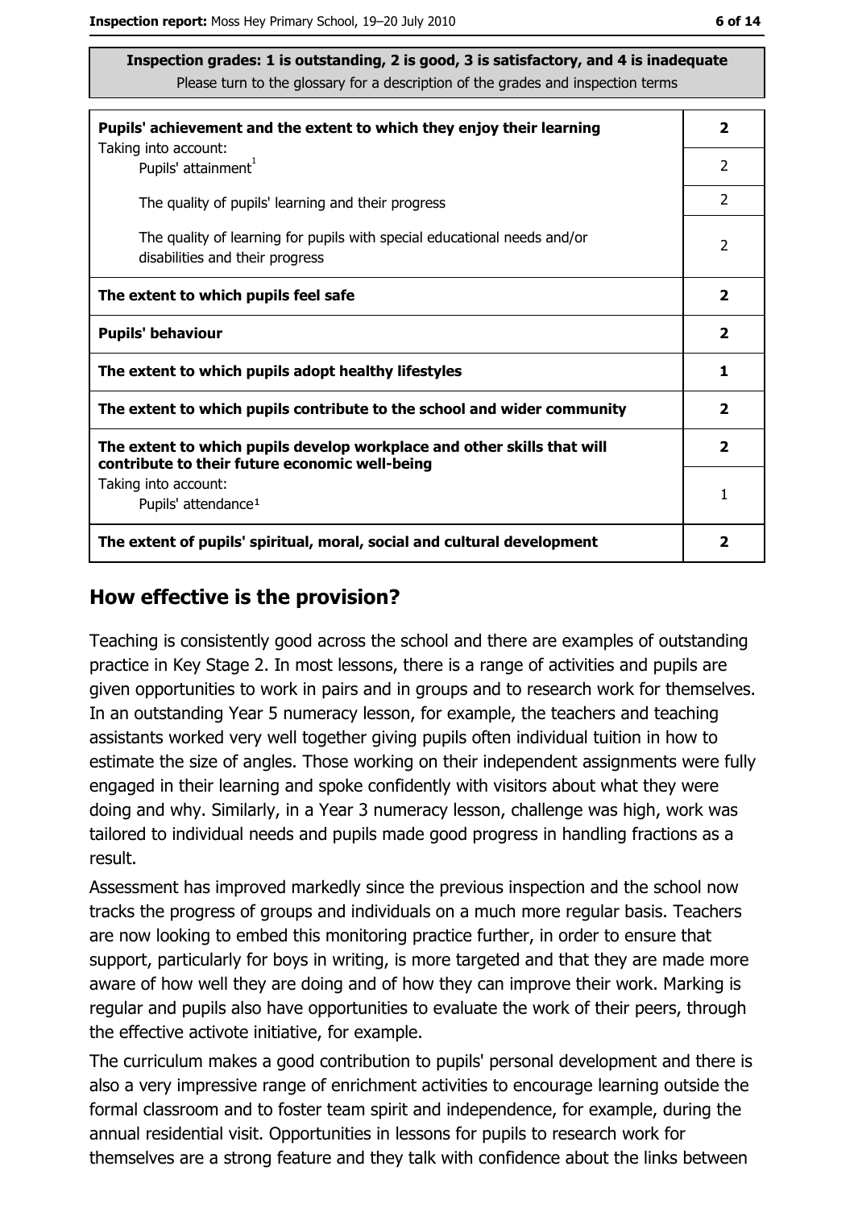**Inspection grades: 1 is outstanding, 2 is good, 3 is satisfactory, and 4 is inadequate**
Please turn to the glossary for a description of the grades and inspection terms

| | |
|---|---|
| **Pupils' achievement and the extent to which they enjoy their learning** | **2** |
| Taking into account: Pupils' attainment[1] | 2 |
| The quality of pupils' learning and their progress | 2 |
| The quality of learning for pupils with special educational needs and/or disabilities and their progress | 2 |
| **The extent to which pupils feel safe** | **2** |
| **Pupils' behaviour** | **2** |
| **The extent to which pupils adopt healthy lifestyles** | **1** |
| **The extent to which pupils contribute to the school and wider community** | **2** |
| **The extent to which pupils develop workplace and other skills that will contribute to their future economic well-being** | **2** |
| Taking into account: Pupils' attendance[1] | 1 |
| **The extent of pupils' spiritual, moral, social and cultural development** | **2** |

## How effective is the provision?

Teaching is consistently good across the school and there are examples of outstanding practice in Key Stage 2. In most lessons, there is a range of activities and pupils are given opportunities to work in pairs and in groups and to research work for themselves. In an outstanding Year 5 numeracy lesson, for example, the teachers and teaching assistants worked very well together giving pupils often individual tuition in how to estimate the size of angles. Those working on their independent assignments were fully engaged in their learning and spoke confidently with visitors about what they were doing and why. Similarly, in a Year 3 numeracy lesson, challenge was high, work was tailored to individual needs and pupils made good progress in handling fractions as a result.

Assessment has improved markedly since the previous inspection and the school now tracks the progress of groups and individuals on a much more regular basis. Teachers are now looking to embed this monitoring practice further, in order to ensure that support, particularly for boys in writing, is more targeted and that they are made more aware of how well they are doing and of how they can improve their work. Marking is regular and pupils also have opportunities to evaluate the work of their peers, through the effective activote initiative, for example.

The curriculum makes a good contribution to pupils' personal development and there is also a very impressive range of enrichment activities to encourage learning outside the formal classroom and to foster team spirit and independence, for example, during the annual residential visit. Opportunities in lessons for pupils to research work for themselves are a strong feature and they talk with confidence about the links between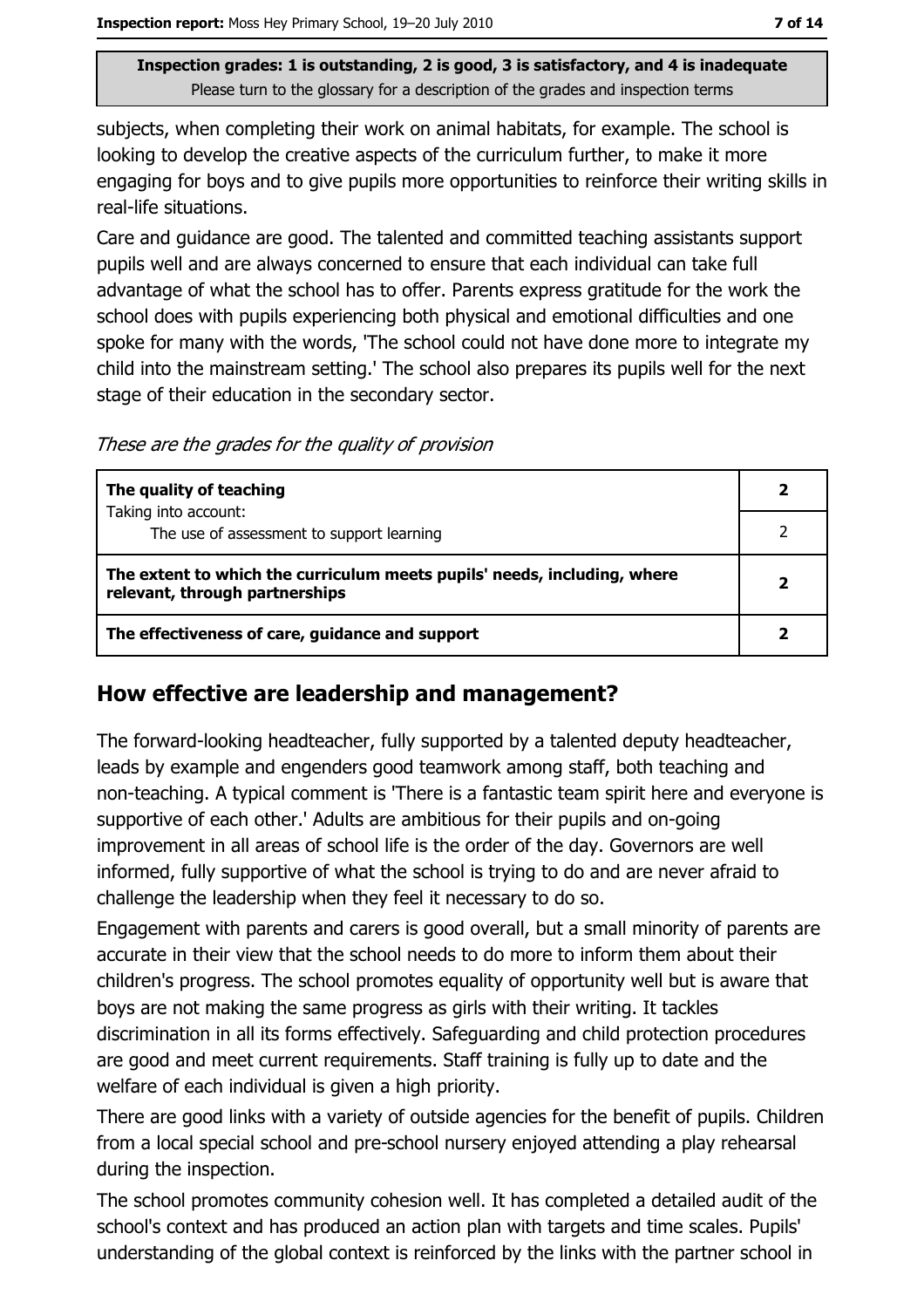subjects, when completing their work on animal habitats, for example. The school is looking to develop the creative aspects of the curriculum further, to make it more engaging for boys and to give pupils more opportunities to reinforce their writing skills in real-life situations.

Care and guidance are good. The talented and committed teaching assistants support pupils well and are always concerned to ensure that each individual can take full advantage of what the school has to offer. Parents express gratitude for the work the school does with pupils experiencing both physical and emotional difficulties and one spoke for many with the words, 'The school could not have done more to integrate my child into the mainstream setting.' The school also prepares its pupils well for the next stage of their education in the secondary sector.

*These are the grades for the quality of provision*

| | |
|---|---|
| **The quality of teaching** | **2** |
| Taking into account: The use of assessment to support learning | 2 |
| **The extent to which the curriculum meets pupils' needs, including, where relevant, through partnerships** | **2** |
| **The effectiveness of care, guidance and support** | **2** |

## How effective are leadership and management?

The forward-looking headteacher, fully supported by a talented deputy headteacher, leads by example and engenders good teamwork among staff, both teaching and non-teaching. A typical comment is 'There is a fantastic team spirit here and everyone is supportive of each other.' Adults are ambitious for their pupils and on-going improvement in all areas of school life is the order of the day. Governors are well informed, fully supportive of what the school is trying to do and are never afraid to challenge the leadership when they feel it necessary to do so.

Engagement with parents and carers is good overall, but a small minority of parents are accurate in their view that the school needs to do more to inform them about their children's progress. The school promotes equality of opportunity well but is aware that boys are not making the same progress as girls with their writing. It tackles discrimination in all its forms effectively. Safeguarding and child protection procedures are good and meet current requirements. Staff training is fully up to date and the welfare of each individual is given a high priority.

There are good links with a variety of outside agencies for the benefit of pupils. Children from a local special school and pre-school nursery enjoyed attending a play rehearsal during the inspection.

The school promotes community cohesion well. It has completed a detailed audit of the school's context and has produced an action plan with targets and time scales. Pupils' understanding of the global context is reinforced by the links with the partner school in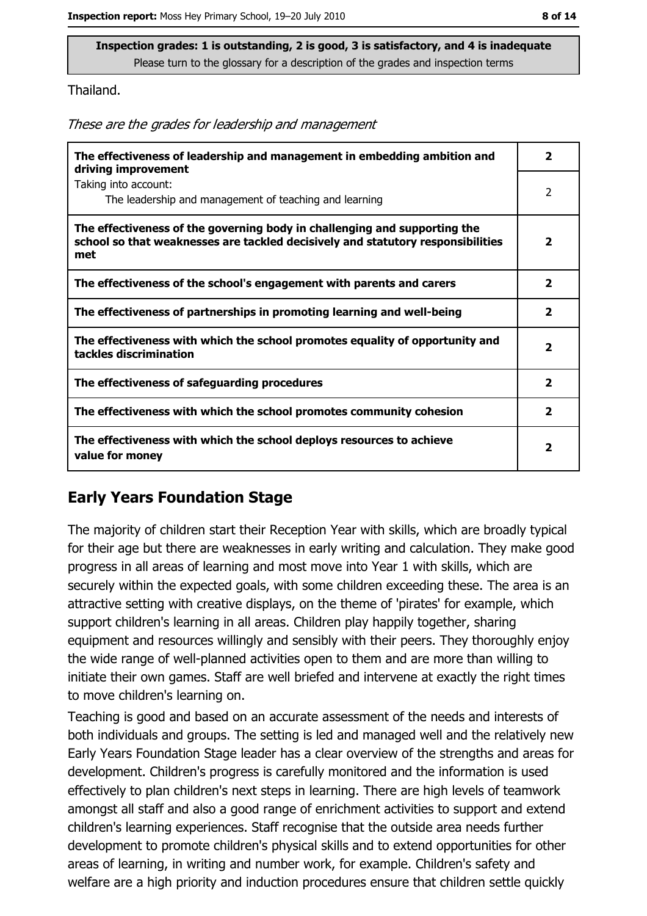**Inspection grades: 1 is outstanding, 2 is good, 3 is satisfactory, and 4 is inadequate**
Please turn to the glossary for a description of the grades and inspection terms

Thailand.

*These are the grades for leadership and management*

| | |
|---|---|
| **The effectiveness of leadership and management in embedding ambition and driving improvement** | **2** |
| Taking into account:<br>The leadership and management of teaching and learning | 2 |
| **The effectiveness of the governing body in challenging and supporting the school so that weaknesses are tackled decisively and statutory responsibilities met** | **2** |
| **The effectiveness of the school's engagement with parents and carers** | **2** |
| **The effectiveness of partnerships in promoting learning and well-being** | **2** |
| **The effectiveness with which the school promotes equality of opportunity and tackles discrimination** | **2** |
| **The effectiveness of safeguarding procedures** | **2** |
| **The effectiveness with which the school promotes community cohesion** | **2** |
| **The effectiveness with which the school deploys resources to achieve value for money** | **2** |

## Early Years Foundation Stage

The majority of children start their Reception Year with skills, which are broadly typical for their age but there are weaknesses in early writing and calculation. They make good progress in all areas of learning and most move into Year 1 with skills, which are securely within the expected goals, with some children exceeding these. The area is an attractive setting with creative displays, on the theme of 'pirates' for example, which support children's learning in all areas. Children play happily together, sharing equipment and resources willingly and sensibly with their peers. They thoroughly enjoy the wide range of well-planned activities open to them and are more than willing to initiate their own games. Staff are well briefed and intervene at exactly the right times to move children's learning on.

Teaching is good and based on an accurate assessment of the needs and interests of both individuals and groups. The setting is led and managed well and the relatively new Early Years Foundation Stage leader has a clear overview of the strengths and areas for development. Children's progress is carefully monitored and the information is used effectively to plan children's next steps in learning. There are high levels of teamwork amongst all staff and also a good range of enrichment activities to support and extend children's learning experiences. Staff recognise that the outside area needs further development to promote children's physical skills and to extend opportunities for other areas of learning, in writing and number work, for example. Children's safety and welfare are a high priority and induction procedures ensure that children settle quickly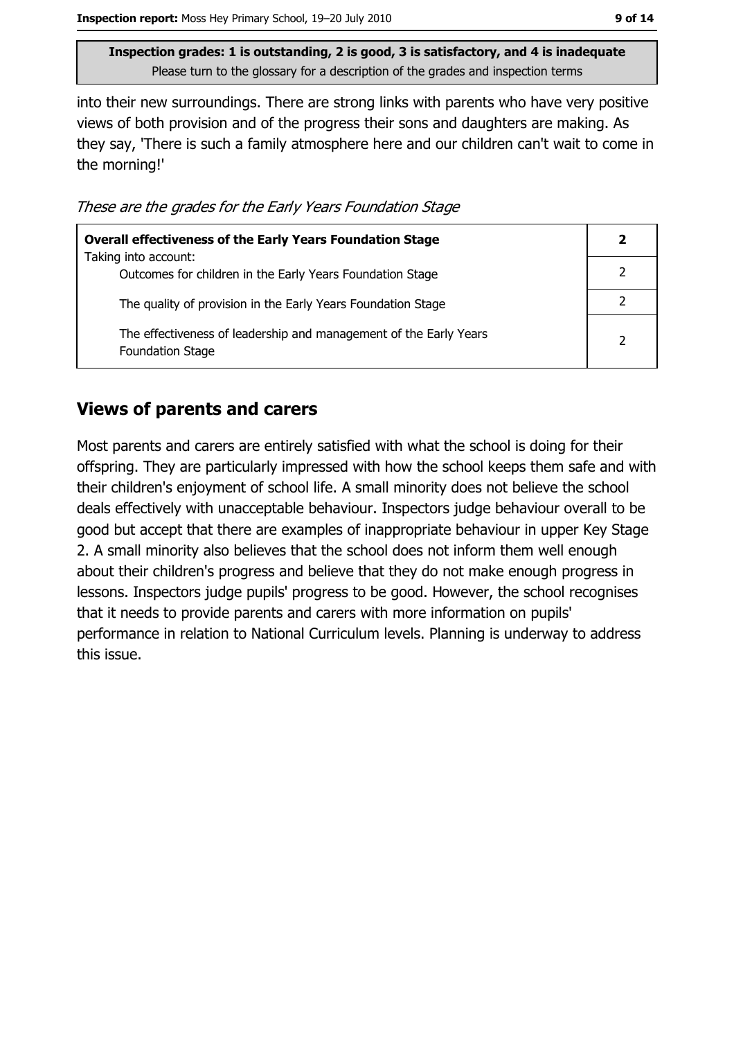Inspection grades: 1 is outstanding, 2 is good, 3 is satisfactory, and 4 is inadequate
Please turn to the glossary for a description of the grades and inspection terms

into their new surroundings. There are strong links with parents who have very positive views of both provision and of the progress their sons and daughters are making. As they say, 'There is such a family atmosphere here and our children can't wait to come in the morning!'

*These are the grades for the Early Years Foundation Stage*

| **Overall effectiveness of the Early Years Foundation Stage** | **2** |
|---|---|
| Taking into account: Outcomes for children in the Early Years Foundation Stage | 2 |
| The quality of provision in the Early Years Foundation Stage | 2 |
| The effectiveness of leadership and management of the Early Years Foundation Stage | 2 |

## Views of parents and carers

Most parents and carers are entirely satisfied with what the school is doing for their offspring. They are particularly impressed with how the school keeps them safe and with their children's enjoyment of school life. A small minority does not believe the school deals effectively with unacceptable behaviour. Inspectors judge behaviour overall to be good but accept that there are examples of inappropriate behaviour in upper Key Stage 2. A small minority also believes that the school does not inform them well enough about their children's progress and believe that they do not make enough progress in lessons. Inspectors judge pupils' progress to be good. However, the school recognises that it needs to provide parents and carers with more information on pupils' performance in relation to National Curriculum levels. Planning is underway to address this issue.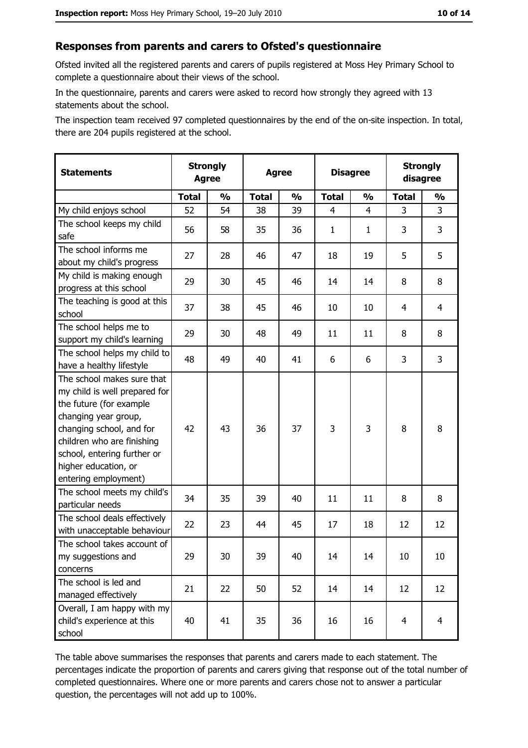## Responses from parents and carers to Ofsted's questionnaire

Ofsted invited all the registered parents and carers of pupils registered at Moss Hey Primary School to complete a questionnaire about their views of the school.

In the questionnaire, parents and carers were asked to record how strongly they agreed with 13 statements about the school.

The inspection team received 97 completed questionnaires by the end of the on-site inspection. In total, there are 204 pupils registered at the school.

| Statements | Strongly Agree | | Agree | | Disagree | | Strongly disagree | |
|---|---|---|---|---|---|---|---|---|
| | Total | % | Total | % | Total | % | Total | % |
| My child enjoys school | 52 | 54 | 38 | 39 | 4 | 4 | 3 | 3 |
| The school keeps my child safe | 56 | 58 | 35 | 36 | 1 | 1 | 3 | 3 |
| The school informs me about my child's progress | 27 | 28 | 46 | 47 | 18 | 19 | 5 | 5 |
| My child is making enough progress at this school | 29 | 30 | 45 | 46 | 14 | 14 | 8 | 8 |
| The teaching is good at this school | 37 | 38 | 45 | 46 | 10 | 10 | 4 | 4 |
| The school helps me to support my child's learning | 29 | 30 | 48 | 49 | 11 | 11 | 8 | 8 |
| The school helps my child to have a healthy lifestyle | 48 | 49 | 40 | 41 | 6 | 6 | 3 | 3 |
| The school makes sure that my child is well prepared for the future (for example changing year group, changing school, and for children who are finishing school, entering further or higher education, or entering employment) | 42 | 43 | 36 | 37 | 3 | 3 | 8 | 8 |
| The school meets my child's particular needs | 34 | 35 | 39 | 40 | 11 | 11 | 8 | 8 |
| The school deals effectively with unacceptable behaviour | 22 | 23 | 44 | 45 | 17 | 18 | 12 | 12 |
| The school takes account of my suggestions and concerns | 29 | 30 | 39 | 40 | 14 | 14 | 10 | 10 |
| The school is led and managed effectively | 21 | 22 | 50 | 52 | 14 | 14 | 12 | 12 |
| Overall, I am happy with my child's experience at this school | 40 | 41 | 35 | 36 | 16 | 16 | 4 | 4 |

The table above summarises the responses that parents and carers made to each statement. The percentages indicate the proportion of parents and carers giving that response out of the total number of completed questionnaires. Where one or more parents and carers chose not to answer a particular question, the percentages will not add up to 100%.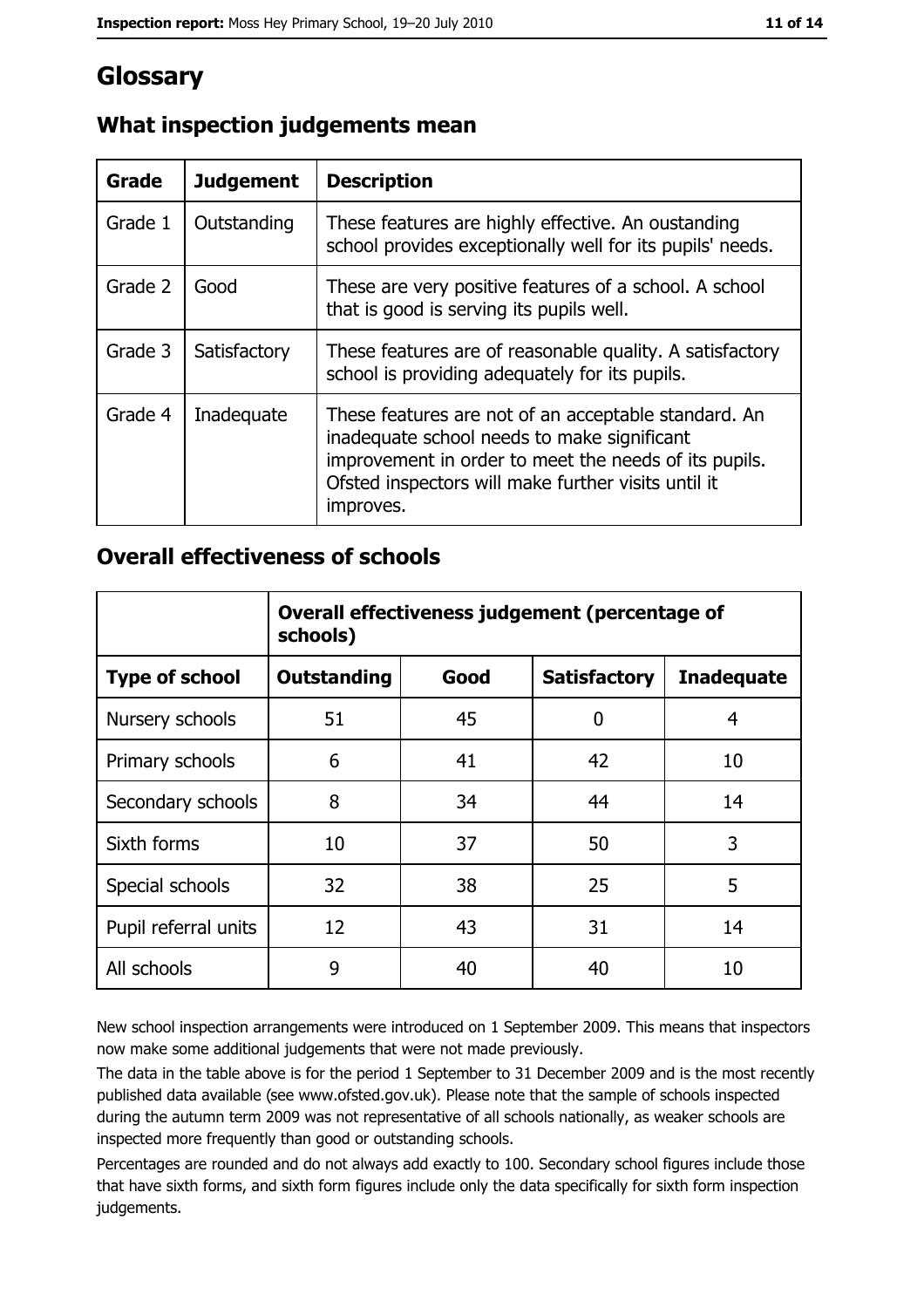# Glossary

## What inspection judgements mean

| Grade | Judgement | Description |
| --- | --- | --- |
| Grade 1 | Outstanding | These features are highly effective. An oustanding school provides exceptionally well for its pupils' needs. |
| Grade 2 | Good | These are very positive features of a school. A school that is good is serving its pupils well. |
| Grade 3 | Satisfactory | These features are of reasonable quality. A satisfactory school is providing adequately for its pupils. |
| Grade 4 | Inadequate | These features are not of an acceptable standard. An inadequate school needs to make significant improvement in order to meet the needs of its pupils. Ofsted inspectors will make further visits until it improves. |

## Overall effectiveness of schools

| | Overall effectiveness judgement (percentage of schools) | | | |
| --- | --- | --- | --- | --- |
| **Type of school** | **Outstanding** | **Good** | **Satisfactory** | **Inadequate** |
| Nursery schools | 51 | 45 | 0 | 4 |
| Primary schools | 6 | 41 | 42 | 10 |
| Secondary schools | 8 | 34 | 44 | 14 |
| Sixth forms | 10 | 37 | 50 | 3 |
| Special schools | 32 | 38 | 25 | 5 |
| Pupil referral units | 12 | 43 | 31 | 14 |
| All schools | 9 | 40 | 40 | 10 |

New school inspection arrangements were introduced on 1 September 2009. This means that inspectors now make some additional judgements that were not made previously.

The data in the table above is for the period 1 September to 31 December 2009 and is the most recently published data available (see www.ofsted.gov.uk). Please note that the sample of schools inspected during the autumn term 2009 was not representative of all schools nationally, as weaker schools are inspected more frequently than good or outstanding schools.

Percentages are rounded and do not always add exactly to 100. Secondary school figures include those that have sixth forms, and sixth form figures include only the data specifically for sixth form inspection judgements.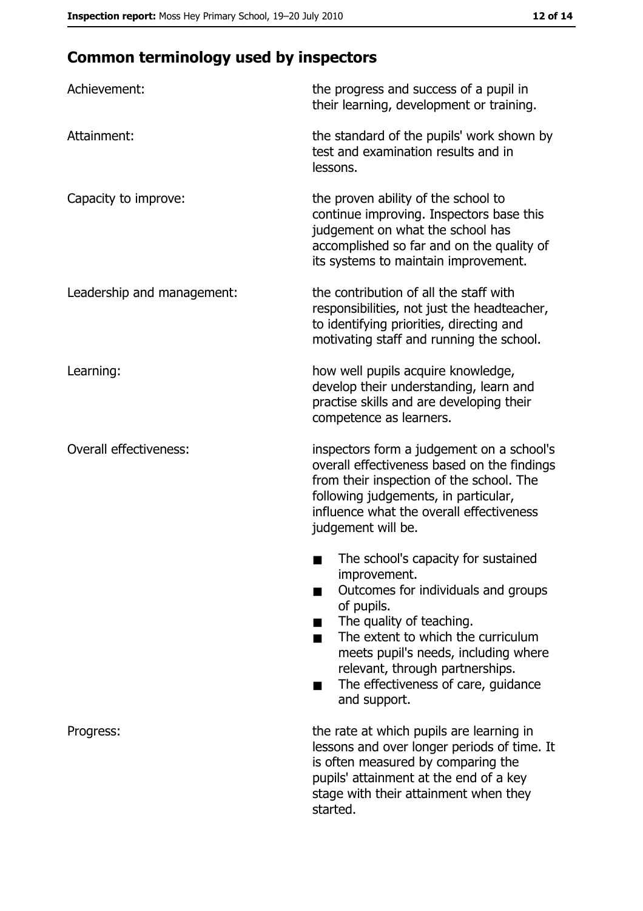## Common terminology used by inspectors

| | |
|---|---|
| Achievement: | the progress and success of a pupil in their learning, development or training. |
| Attainment: | the standard of the pupils' work shown by test and examination results and in lessons. |
| Capacity to improve: | the proven ability of the school to continue improving. Inspectors base this judgement on what the school has accomplished so far and on the quality of its systems to maintain improvement. |
| Leadership and management: | the contribution of all the staff with responsibilities, not just the headteacher, to identifying priorities, directing and motivating staff and running the school. |
| Learning: | how well pupils acquire knowledge, develop their understanding, learn and practise skills and are developing their competence as learners. |
| Overall effectiveness: | inspectors form a judgement on a school's overall effectiveness based on the findings from their inspection of the school. The following judgements, in particular, influence what the overall effectiveness judgement will be.<br>■ The school's capacity for sustained improvement.<br>■ Outcomes for individuals and groups of pupils.<br>■ The quality of teaching.<br>■ The extent to which the curriculum meets pupil's needs, including where relevant, through partnerships.<br>■ The effectiveness of care, guidance and support. |
| Progress: | the rate at which pupils are learning in lessons and over longer periods of time. It is often measured by comparing the pupils' attainment at the end of a key stage with their attainment when they started. |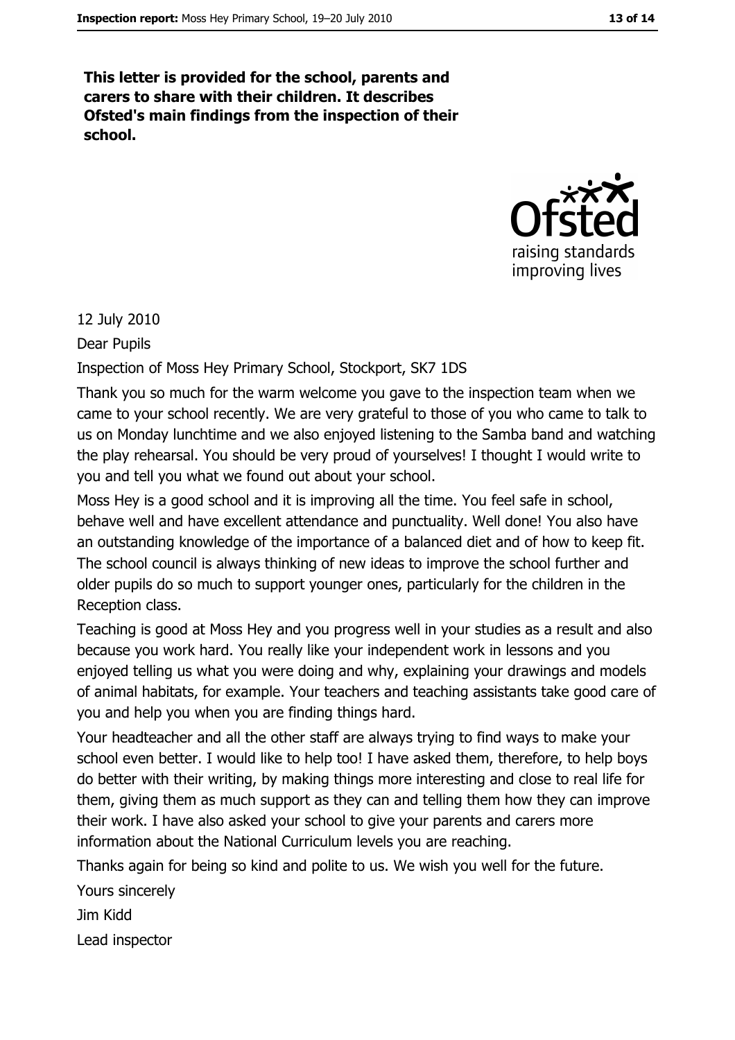**This letter is provided for the school, parents and carers to share with their children. It describes Ofsted's main findings from the inspection of their school.**

12 July 2010

Dear Pupils

Inspection of Moss Hey Primary School, Stockport, SK7 1DS

Thank you so much for the warm welcome you gave to the inspection team when we came to your school recently. We are very grateful to those of you who came to talk to us on Monday lunchtime and we also enjoyed listening to the Samba band and watching the play rehearsal. You should be very proud of yourselves! I thought I would write to you and tell you what we found out about your school.

Moss Hey is a good school and it is improving all the time. You feel safe in school, behave well and have excellent attendance and punctuality. Well done! You also have an outstanding knowledge of the importance of a balanced diet and of how to keep fit. The school council is always thinking of new ideas to improve the school further and older pupils do so much to support younger ones, particularly for the children in the Reception class.

Teaching is good at Moss Hey and you progress well in your studies as a result and also because you work hard. You really like your independent work in lessons and you enjoyed telling us what you were doing and why, explaining your drawings and models of animal habitats, for example. Your teachers and teaching assistants take good care of you and help you when you are finding things hard.

Your headteacher and all the other staff are always trying to find ways to make your school even better. I would like to help too! I have asked them, therefore, to help boys do better with their writing, by making things more interesting and close to real life for them, giving them as much support as they can and telling them how they can improve their work. I have also asked your school to give your parents and carers more information about the National Curriculum levels you are reaching.

Thanks again for being so kind and polite to us. We wish you well for the future.

Yours sincerely

Jim Kidd

Lead inspector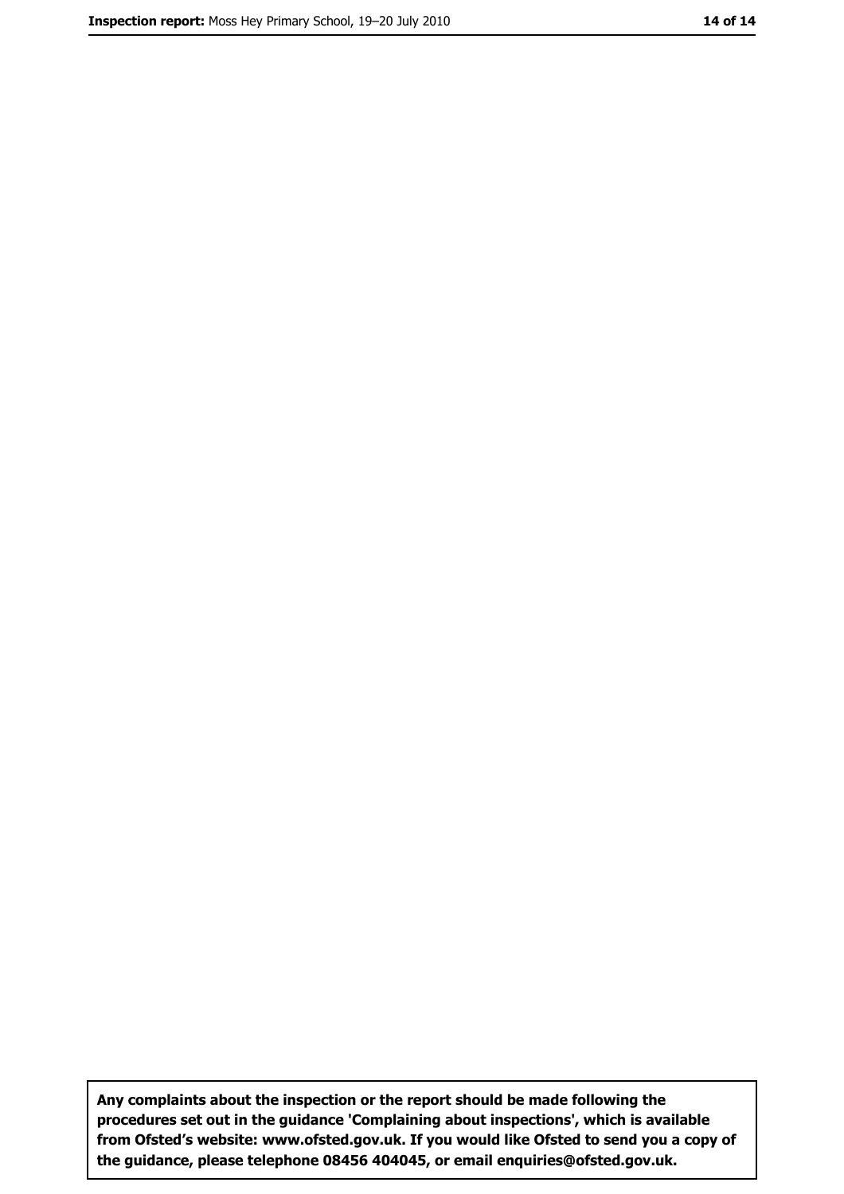**Any complaints about the inspection or the report should be made following the procedures set out in the guidance 'Complaining about inspections', which is available from Ofsted's website: www.ofsted.gov.uk. If you would like Ofsted to send you a copy of the guidance, please telephone 08456 404045, or email enquiries@ofsted.gov.uk.**